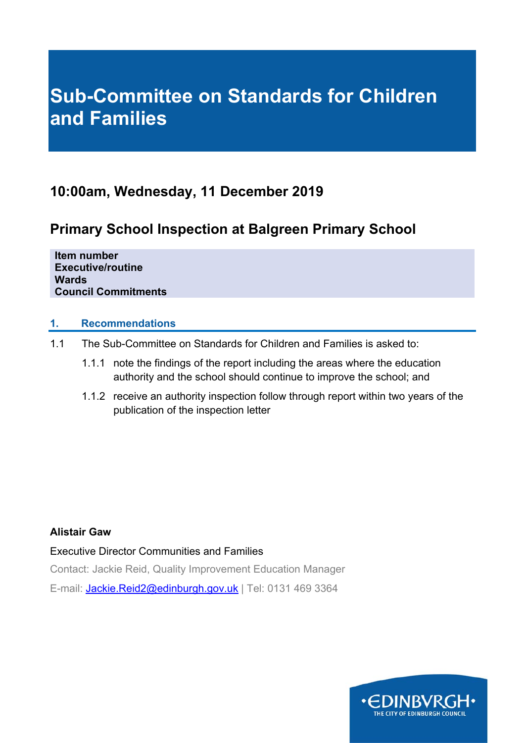# Sub-Committee on Standards for Children and Families

## 10:00am, Wednesday, 11 December 2019

## Primary School Inspection at Balgreen Primary School

**Item number**
**Executive/routine**
**Wards**
**Council Commitments**

### 1. Recommendations

1.1 The Sub-Committee on Standards for Children and Families is asked to:

1.1.1 note the findings of the report including the areas where the education authority and the school should continue to improve the school; and

1.1.2 receive an authority inspection follow through report within two years of the publication of the inspection letter

**Alistair Gaw**

Executive Director Communities and Families

Contact: Jackie Reid, Quality Improvement Education Manager

E-mail: Jackie.Reid2@edinburgh.gov.uk | Tel: 0131 469 3364

•EDINBVRGH•
THE CITY OF EDINBURGH COUNCIL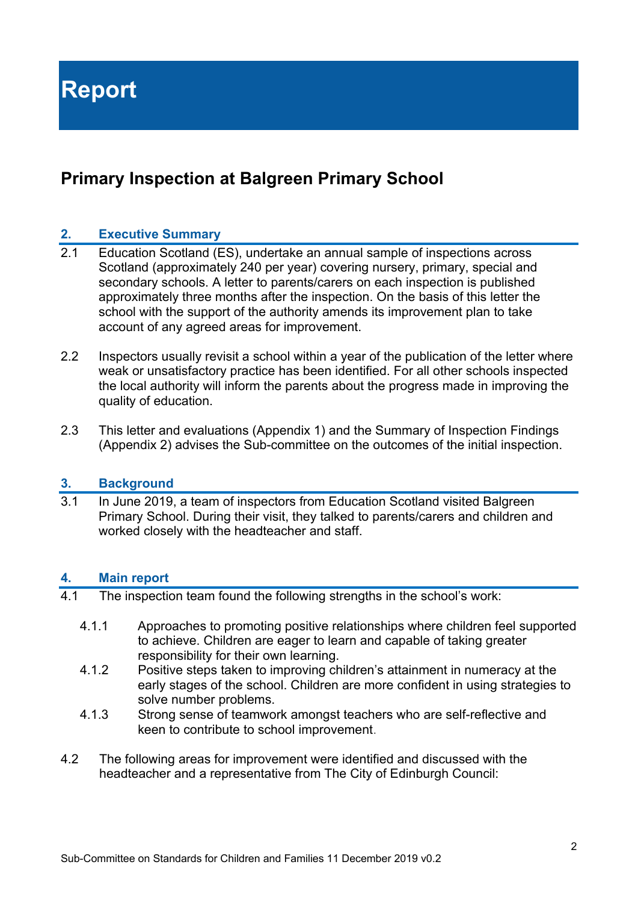# Report

## Primary Inspection at Balgreen Primary School

### 2. Executive Summary

2.1 Education Scotland (ES), undertake an annual sample of inspections across Scotland (approximately 240 per year) covering nursery, primary, special and secondary schools. A letter to parents/carers on each inspection is published approximately three months after the inspection. On the basis of this letter the school with the support of the authority amends its improvement plan to take account of any agreed areas for improvement.

2.2 Inspectors usually revisit a school within a year of the publication of the letter where weak or unsatisfactory practice has been identified. For all other schools inspected the local authority will inform the parents about the progress made in improving the quality of education.

2.3 This letter and evaluations (Appendix 1) and the Summary of Inspection Findings (Appendix 2) advises the Sub-committee on the outcomes of the initial inspection.

### 3. Background

3.1 In June 2019, a team of inspectors from Education Scotland visited Balgreen Primary School. During their visit, they talked to parents/carers and children and worked closely with the headteacher and staff.

### 4. Main report

4.1 The inspection team found the following strengths in the school's work:

- 4.1.1 Approaches to promoting positive relationships where children feel supported to achieve. Children are eager to learn and capable of taking greater responsibility for their own learning.
- 4.1.2 Positive steps taken to improving children's attainment in numeracy at the early stages of the school. Children are more confident in using strategies to solve number problems.
- 4.1.3 Strong sense of teamwork amongst teachers who are self-reflective and keen to contribute to school improvement.

4.2 The following areas for improvement were identified and discussed with the headteacher and a representative from The City of Edinburgh Council: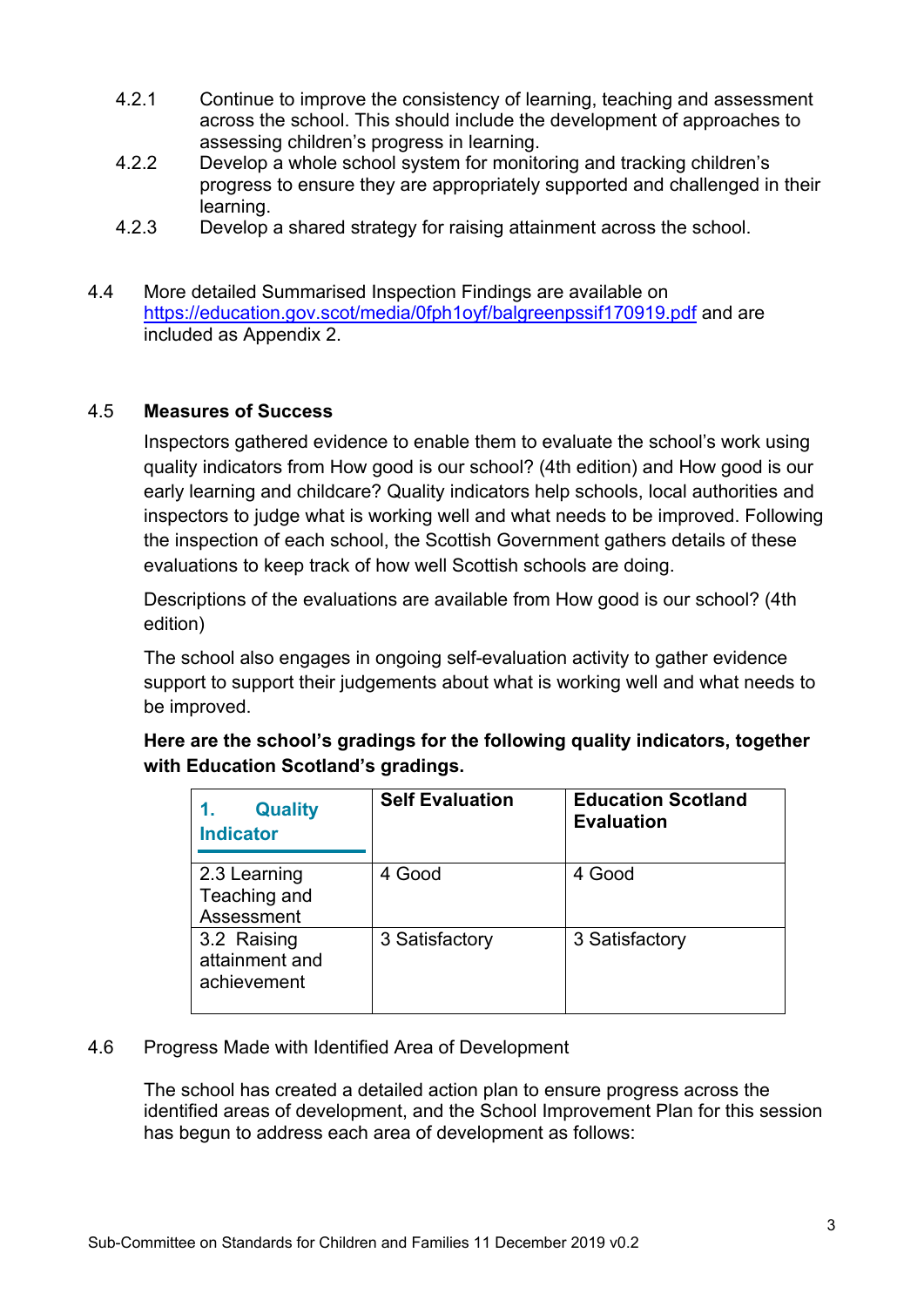4.2.1 Continue to improve the consistency of learning, teaching and assessment across the school. This should include the development of approaches to assessing children's progress in learning.

4.2.2 Develop a whole school system for monitoring and tracking children's progress to ensure they are appropriately supported and challenged in their learning.

4.2.3 Develop a shared strategy for raising attainment across the school.

4.4 More detailed Summarised Inspection Findings are available on https://education.gov.scot/media/0fph1oyf/balgreenpssif170919.pdf and are included as Appendix 2.

4.5 **Measures of Success**

Inspectors gathered evidence to enable them to evaluate the school's work using quality indicators from How good is our school? (4th edition) and How good is our early learning and childcare? Quality indicators help schools, local authorities and inspectors to judge what is working well and what needs to be improved. Following the inspection of each school, the Scottish Government gathers details of these evaluations to keep track of how well Scottish schools are doing.

Descriptions of the evaluations are available from How good is our school? (4th edition)

The school also engages in ongoing self-evaluation activity to gather evidence support to support their judgements about what is working well and what needs to be improved.

**Here are the school's gradings for the following quality indicators, together with Education Scotland's gradings.**

| 1. Quality Indicator | Self Evaluation | Education Scotland Evaluation |
|---|---|---|
| 2.3 Learning Teaching and Assessment | 4 Good | 4 Good |
| 3.2 Raising attainment and achievement | 3 Satisfactory | 3 Satisfactory |

4.6 Progress Made with Identified Area of Development

The school has created a detailed action plan to ensure progress across the identified areas of development, and the School Improvement Plan for this session has begun to address each area of development as follows: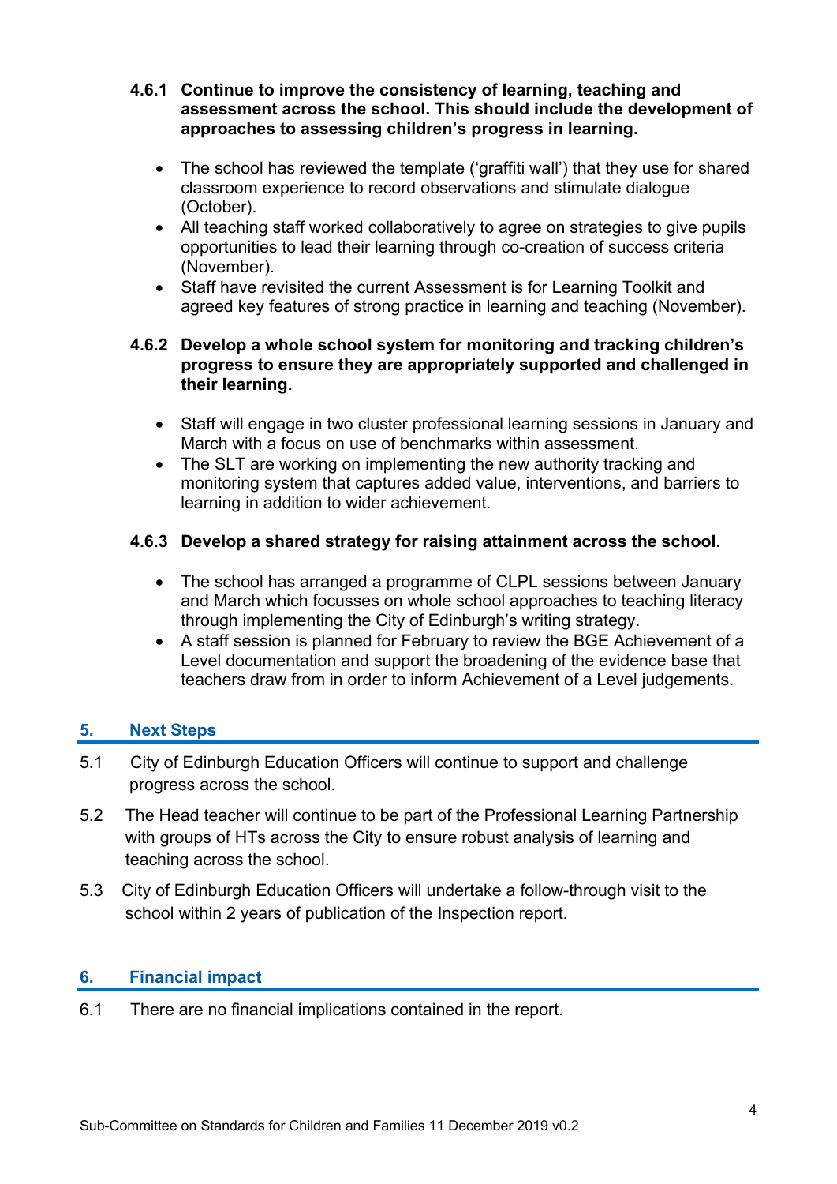**4.6.1 Continue to improve the consistency of learning, teaching and assessment across the school. This should include the development of approaches to assessing children's progress in learning.**

- The school has reviewed the template ('graffiti wall') that they use for shared classroom experience to record observations and stimulate dialogue (October).
- All teaching staff worked collaboratively to agree on strategies to give pupils opportunities to lead their learning through co-creation of success criteria (November).
- Staff have revisited the current Assessment is for Learning Toolkit and agreed key features of strong practice in learning and teaching (November).

**4.6.2 Develop a whole school system for monitoring and tracking children's progress to ensure they are appropriately supported and challenged in their learning.**

- Staff will engage in two cluster professional learning sessions in January and March with a focus on use of benchmarks within assessment.
- The SLT are working on implementing the new authority tracking and monitoring system that captures added value, interventions, and barriers to learning in addition to wider achievement.

**4.6.3 Develop a shared strategy for raising attainment across the school.**

- The school has arranged a programme of CLPL sessions between January and March which focusses on whole school approaches to teaching literacy through implementing the City of Edinburgh's writing strategy.
- A staff session is planned for February to review the BGE Achievement of a Level documentation and support the broadening of the evidence base that teachers draw from in order to inform Achievement of a Level judgements.

## 5. Next Steps

5.1 City of Edinburgh Education Officers will continue to support and challenge progress across the school.

5.2 The Head teacher will continue to be part of the Professional Learning Partnership with groups of HTs across the City to ensure robust analysis of learning and teaching across the school.

5.3 City of Edinburgh Education Officers will undertake a follow-through visit to the school within 2 years of publication of the Inspection report.

## 6. Financial impact

6.1 There are no financial implications contained in the report.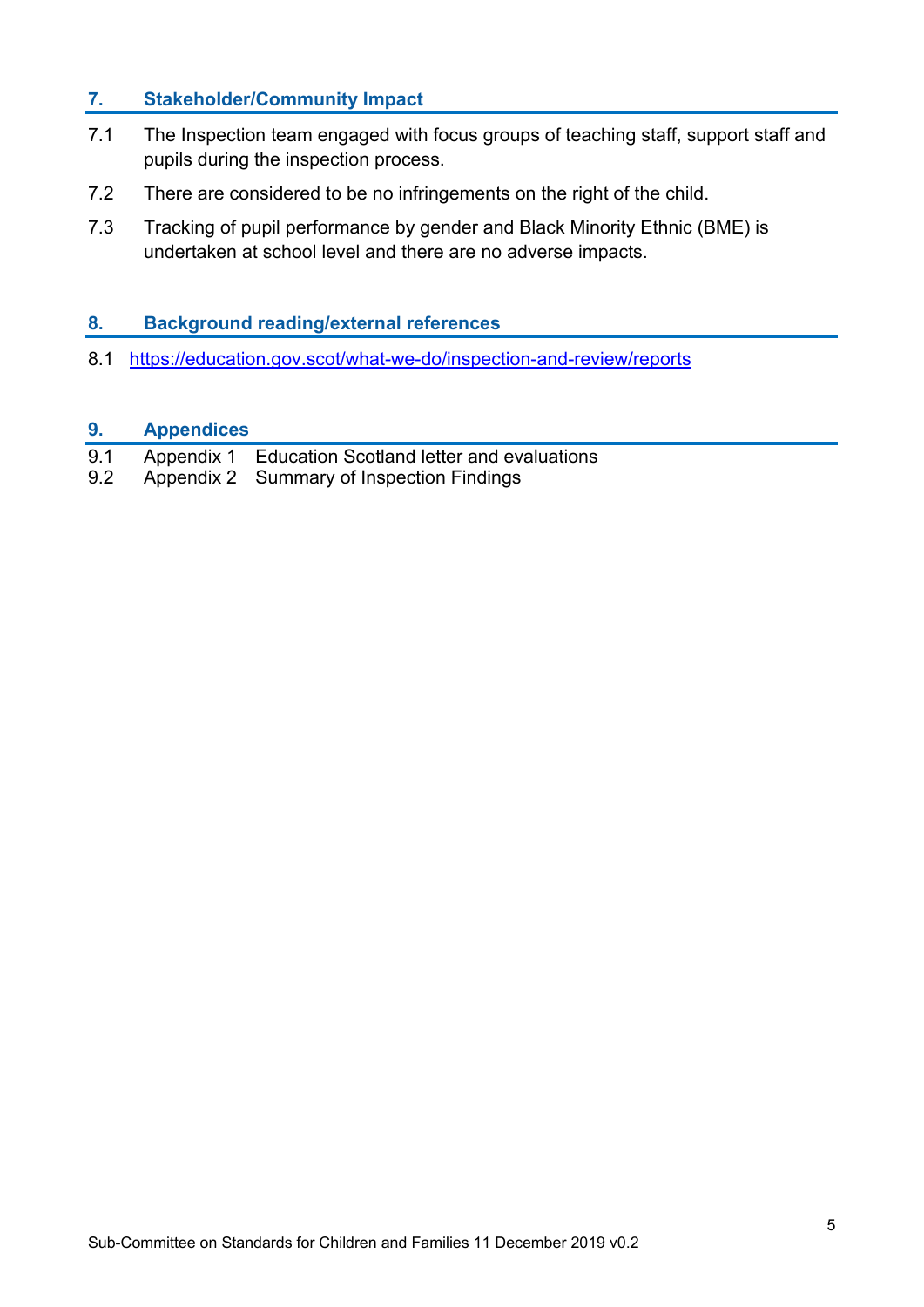## 7. Stakeholder/Community Impact

7.1 The Inspection team engaged with focus groups of teaching staff, support staff and pupils during the inspection process.

7.2 There are considered to be no infringements on the right of the child.

7.3 Tracking of pupil performance by gender and Black Minority Ethnic (BME) is undertaken at school level and there are no adverse impacts.

## 8. Background reading/external references

8.1 https://education.gov.scot/what-we-do/inspection-and-review/reports

## 9. Appendices

9.1 Appendix 1 Education Scotland letter and evaluations
9.2 Appendix 2 Summary of Inspection Findings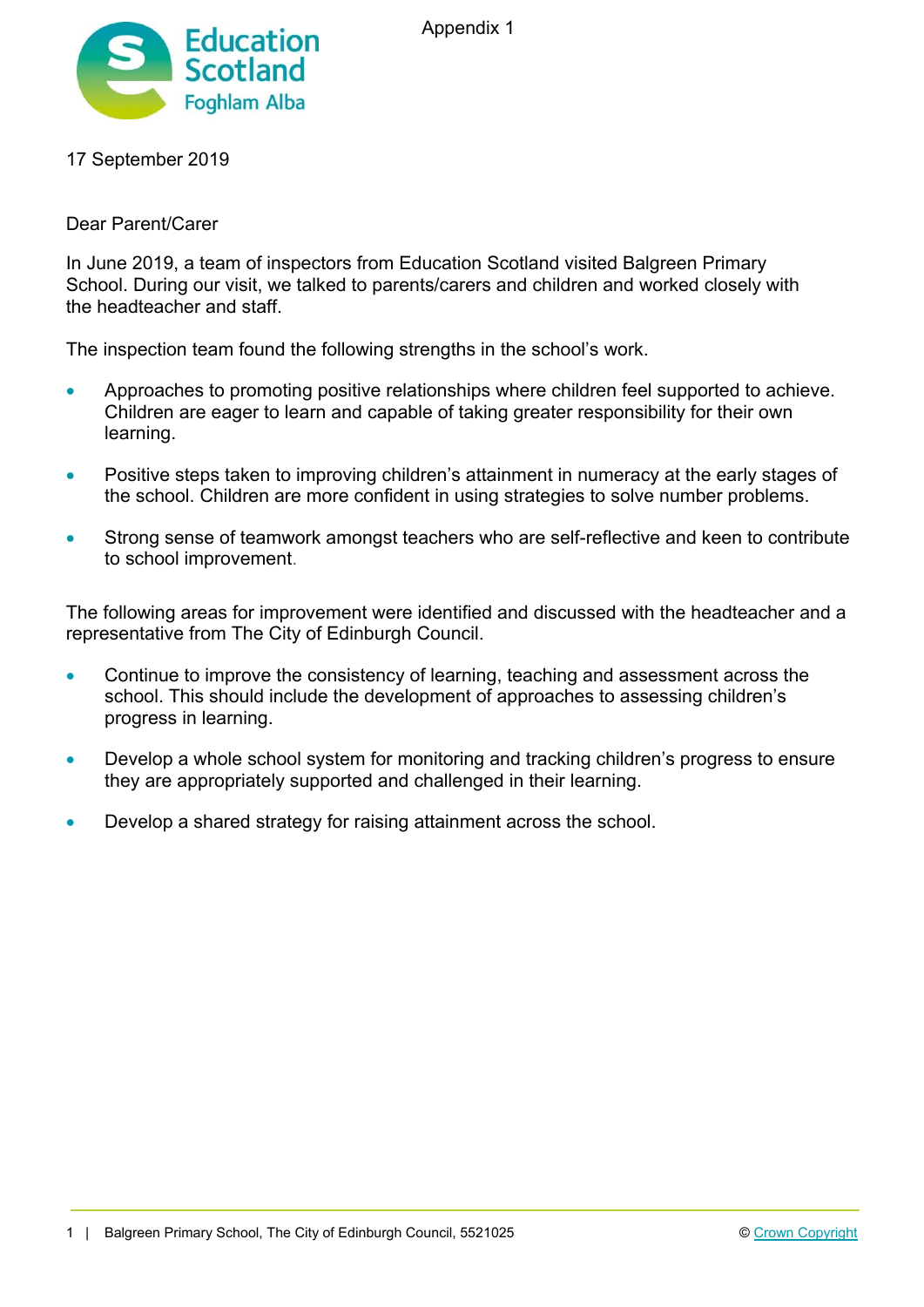Appendix 1

17 September 2019

Dear Parent/Carer

In June 2019, a team of inspectors from Education Scotland visited Balgreen Primary School. During our visit, we talked to parents/carers and children and worked closely with the headteacher and staff.

The inspection team found the following strengths in the school's work.

- Approaches to promoting positive relationships where children feel supported to achieve. Children are eager to learn and capable of taking greater responsibility for their own learning.
- Positive steps taken to improving children's attainment in numeracy at the early stages of the school. Children are more confident in using strategies to solve number problems.
- Strong sense of teamwork amongst teachers who are self-reflective and keen to contribute to school improvement.

The following areas for improvement were identified and discussed with the headteacher and a representative from The City of Edinburgh Council.

- Continue to improve the consistency of learning, teaching and assessment across the school. This should include the development of approaches to assessing children's progress in learning.
- Develop a whole school system for monitoring and tracking children's progress to ensure they are appropriately supported and challenged in their learning.
- Develop a shared strategy for raising attainment across the school.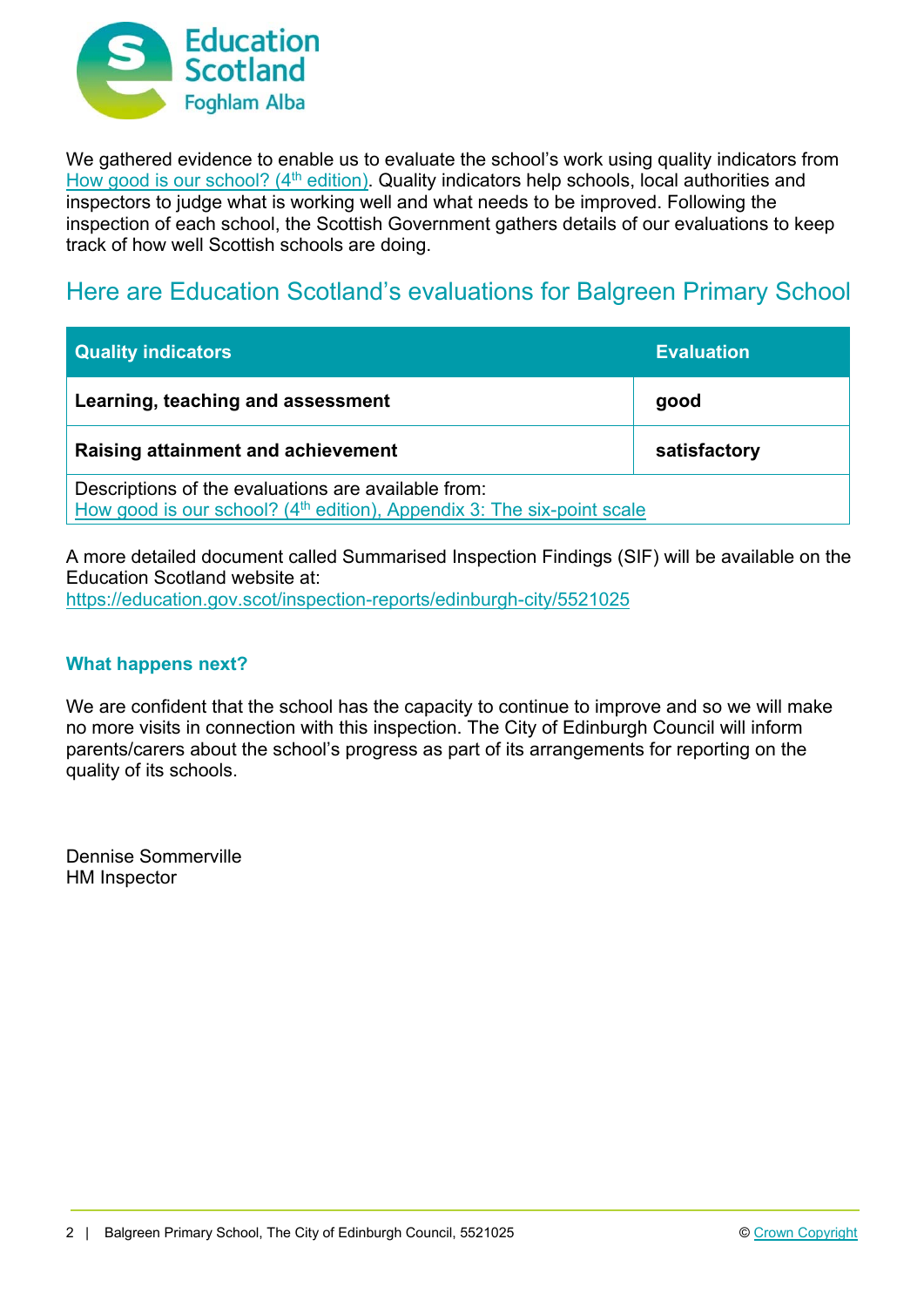We gathered evidence to enable us to evaluate the school's work using quality indicators from How good is our school? (4th edition). Quality indicators help schools, local authorities and inspectors to judge what is working well and what needs to be improved. Following the inspection of each school, the Scottish Government gathers details of our evaluations to keep track of how well Scottish schools are doing.

## Here are Education Scotland's evaluations for Balgreen Primary School

| Quality indicators | Evaluation |
| --- | --- |
| **Learning, teaching and assessment** | **good** |
| **Raising attainment and achievement** | **satisfactory** |
| Descriptions of the evaluations are available from: How good is our school? (4th edition), Appendix 3: The six-point scale | |

A more detailed document called Summarised Inspection Findings (SIF) will be available on the Education Scotland website at: https://education.gov.scot/inspection-reports/edinburgh-city/5521025

### What happens next?

We are confident that the school has the capacity to continue to improve and so we will make no more visits in connection with this inspection. The City of Edinburgh Council will inform parents/carers about the school's progress as part of its arrangements for reporting on the quality of its schools.

Dennise Sommerville
HM Inspector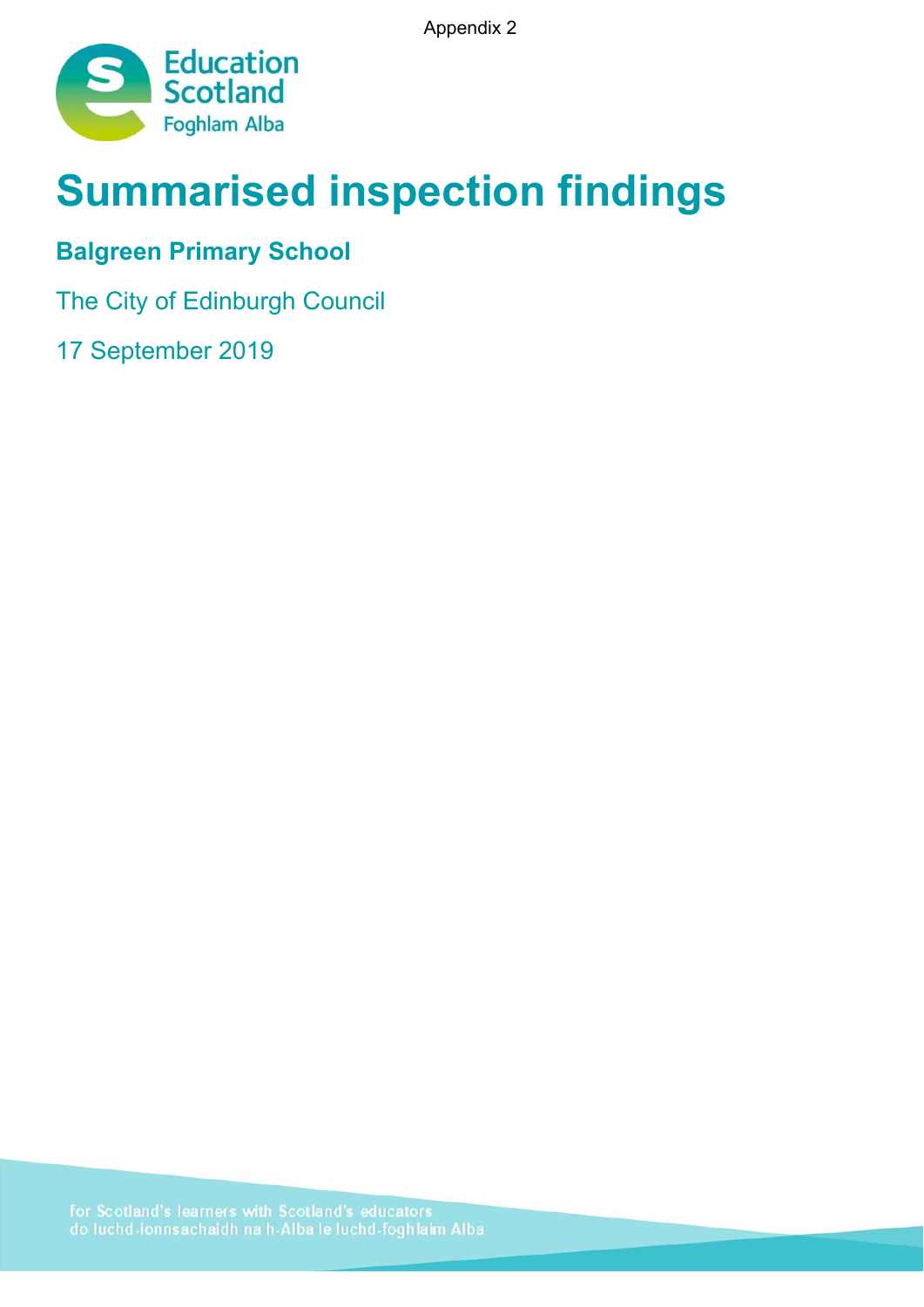Appendix 2

# Summarised inspection findings

## Balgreen Primary School

The City of Edinburgh Council

17 September 2019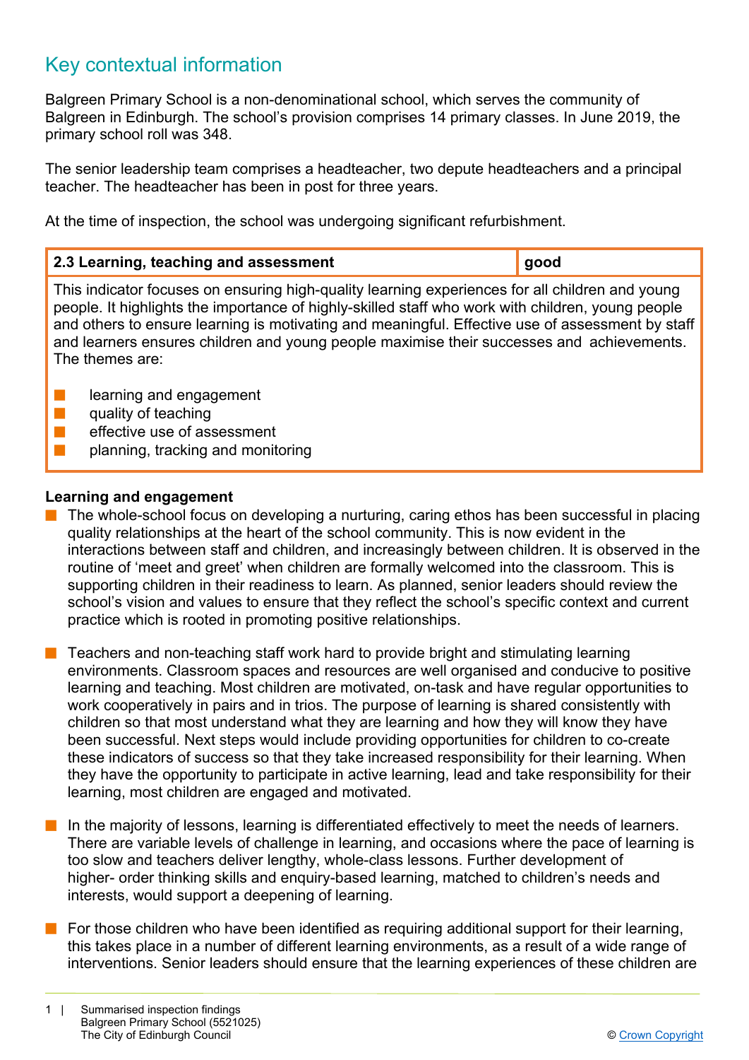## Key contextual information

Balgreen Primary School is a non-denominational school, which serves the community of Balgreen in Edinburgh. The school's provision comprises 14 primary classes. In June 2019, the primary school roll was 348.

The senior leadership team comprises a headteacher, two depute headteachers and a principal teacher. The headteacher has been in post for three years.

At the time of inspection, the school was undergoing significant refurbishment.

| 2.3 Learning, teaching and assessment | good |
|---|---|

This indicator focuses on ensuring high-quality learning experiences for all children and young people. It highlights the importance of highly-skilled staff who work with children, young people and others to ensure learning is motivating and meaningful. Effective use of assessment by staff and learners ensures children and young people maximise their successes and achievements. The themes are:

- learning and engagement
- quality of teaching
- effective use of assessment
- planning, tracking and monitoring

**Learning and engagement**

- The whole-school focus on developing a nurturing, caring ethos has been successful in placing quality relationships at the heart of the school community. This is now evident in the interactions between staff and children, and increasingly between children. It is observed in the routine of 'meet and greet' when children are formally welcomed into the classroom. This is supporting children in their readiness to learn. As planned, senior leaders should review the school's vision and values to ensure that they reflect the school's specific context and current practice which is rooted in promoting positive relationships.

- Teachers and non-teaching staff work hard to provide bright and stimulating learning environments. Classroom spaces and resources are well organised and conducive to positive learning and teaching. Most children are motivated, on-task and have regular opportunities to work cooperatively in pairs and in trios. The purpose of learning is shared consistently with children so that most understand what they are learning and how they will know they have been successful. Next steps would include providing opportunities for children to co-create these indicators of success so that they take increased responsibility for their learning. When they have the opportunity to participate in active learning, lead and take responsibility for their learning, most children are engaged and motivated.

- In the majority of lessons, learning is differentiated effectively to meet the needs of learners. There are variable levels of challenge in learning, and occasions where the pace of learning is too slow and teachers deliver lengthy, whole-class lessons. Further development of higher- order thinking skills and enquiry-based learning, matched to children's needs and interests, would support a deepening of learning.

- For those children who have been identified as requiring additional support for their learning, this takes place in a number of different learning environments, as a result of a wide range of interventions. Senior leaders should ensure that the learning experiences of these children are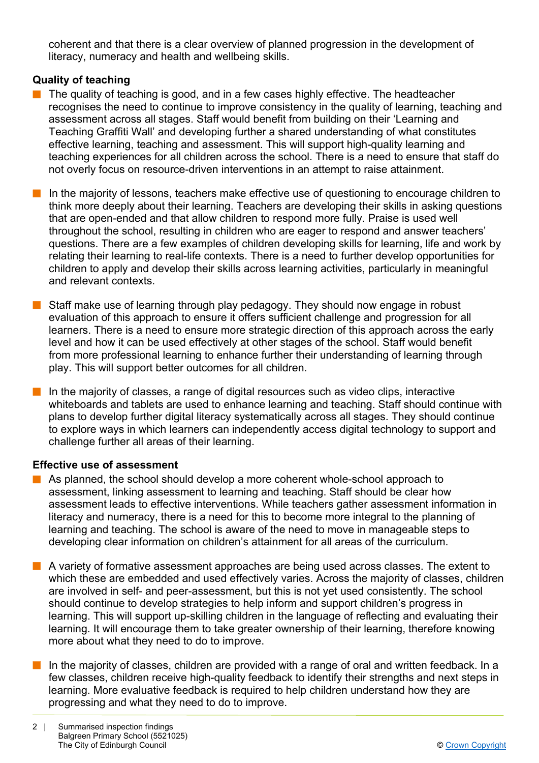coherent and that there is a clear overview of planned progression in the development of literacy, numeracy and health and wellbeing skills.

**Quality of teaching**

- The quality of teaching is good, and in a few cases highly effective. The headteacher recognises the need to continue to improve consistency in the quality of learning, teaching and assessment across all stages. Staff would benefit from building on their 'Learning and Teaching Graffiti Wall' and developing further a shared understanding of what constitutes effective learning, teaching and assessment. This will support high-quality learning and teaching experiences for all children across the school. There is a need to ensure that staff do not overly focus on resource-driven interventions in an attempt to raise attainment.

- In the majority of lessons, teachers make effective use of questioning to encourage children to think more deeply about their learning. Teachers are developing their skills in asking questions that are open-ended and that allow children to respond more fully. Praise is used well throughout the school, resulting in children who are eager to respond and answer teachers' questions. There are a few examples of children developing skills for learning, life and work by relating their learning to real-life contexts. There is a need to further develop opportunities for children to apply and develop their skills across learning activities, particularly in meaningful and relevant contexts.

- Staff make use of learning through play pedagogy. They should now engage in robust evaluation of this approach to ensure it offers sufficient challenge and progression for all learners. There is a need to ensure more strategic direction of this approach across the early level and how it can be used effectively at other stages of the school. Staff would benefit from more professional learning to enhance further their understanding of learning through play. This will support better outcomes for all children.

- In the majority of classes, a range of digital resources such as video clips, interactive whiteboards and tablets are used to enhance learning and teaching. Staff should continue with plans to develop further digital literacy systematically across all stages. They should continue to explore ways in which learners can independently access digital technology to support and challenge further all areas of their learning.

**Effective use of assessment**

- As planned, the school should develop a more coherent whole-school approach to assessment, linking assessment to learning and teaching. Staff should be clear how assessment leads to effective interventions. While teachers gather assessment information in literacy and numeracy, there is a need for this to become more integral to the planning of learning and teaching. The school is aware of the need to move in manageable steps to developing clear information on children's attainment for all areas of the curriculum.

- A variety of formative assessment approaches are being used across classes. The extent to which these are embedded and used effectively varies. Across the majority of classes, children are involved in self- and peer-assessment, but this is not yet used consistently. The school should continue to develop strategies to help inform and support children's progress in learning. This will support up-skilling children in the language of reflecting and evaluating their learning. It will encourage them to take greater ownership of their learning, therefore knowing more about what they need to do to improve.

- In the majority of classes, children are provided with a range of oral and written feedback. In a few classes, children receive high-quality feedback to identify their strengths and next steps in learning. More evaluative feedback is required to help children understand how they are progressing and what they need to do to improve.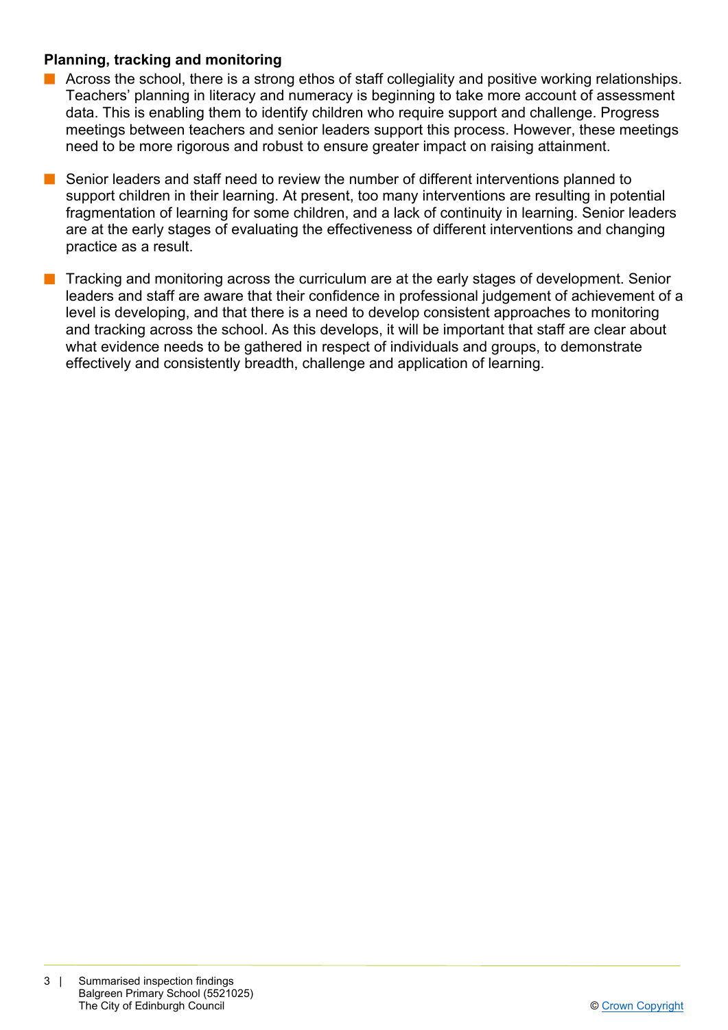**Planning, tracking and monitoring**

- Across the school, there is a strong ethos of staff collegiality and positive working relationships. Teachers' planning in literacy and numeracy is beginning to take more account of assessment data. This is enabling them to identify children who require support and challenge. Progress meetings between teachers and senior leaders support this process. However, these meetings need to be more rigorous and robust to ensure greater impact on raising attainment.

- Senior leaders and staff need to review the number of different interventions planned to support children in their learning. At present, too many interventions are resulting in potential fragmentation of learning for some children, and a lack of continuity in learning. Senior leaders are at the early stages of evaluating the effectiveness of different interventions and changing practice as a result.

- Tracking and monitoring across the curriculum are at the early stages of development. Senior leaders and staff are aware that their confidence in professional judgement of achievement of a level is developing, and that there is a need to develop consistent approaches to monitoring and tracking across the school. As this develops, it will be important that staff are clear about what evidence needs to be gathered in respect of individuals and groups, to demonstrate effectively and consistently breadth, challenge and application of learning.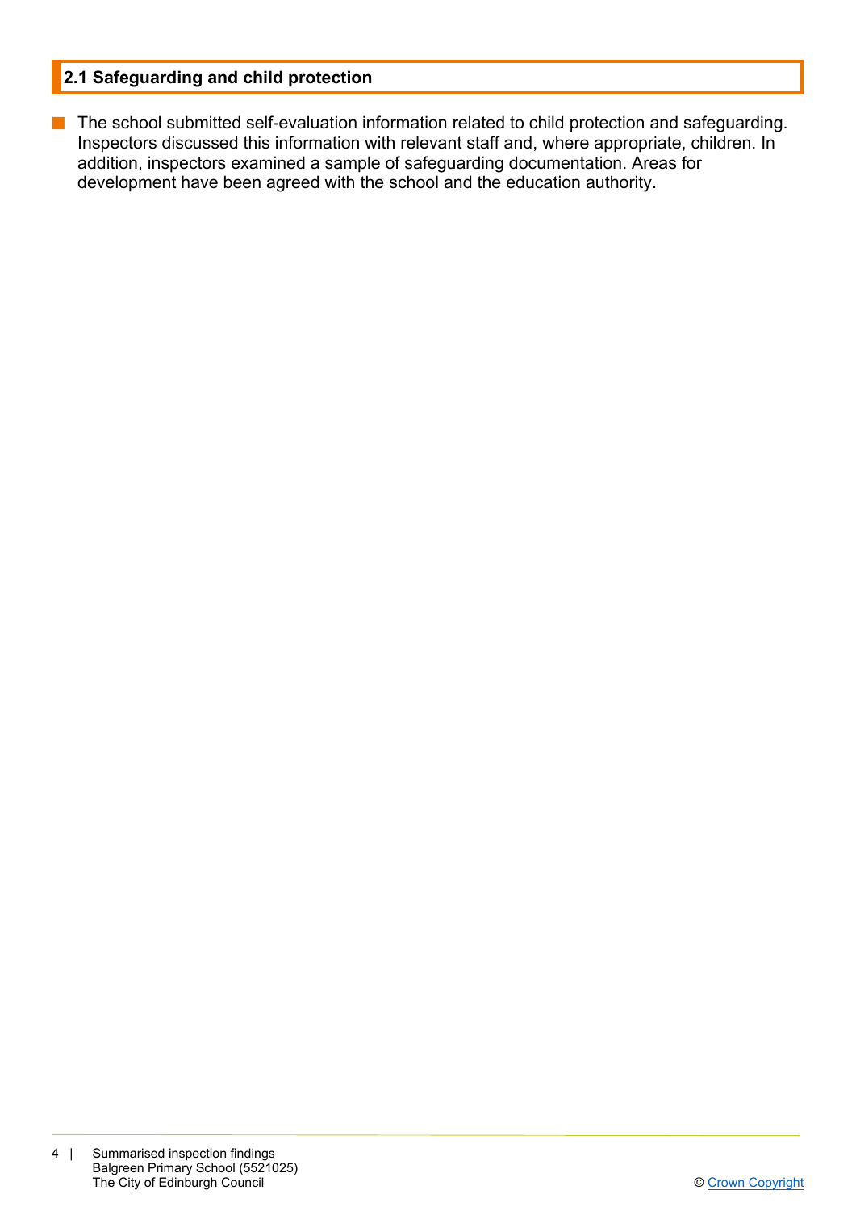## 2.1 Safeguarding and child protection

- The school submitted self-evaluation information related to child protection and safeguarding. Inspectors discussed this information with relevant staff and, where appropriate, children. In addition, inspectors examined a sample of safeguarding documentation. Areas for development have been agreed with the school and the education authority.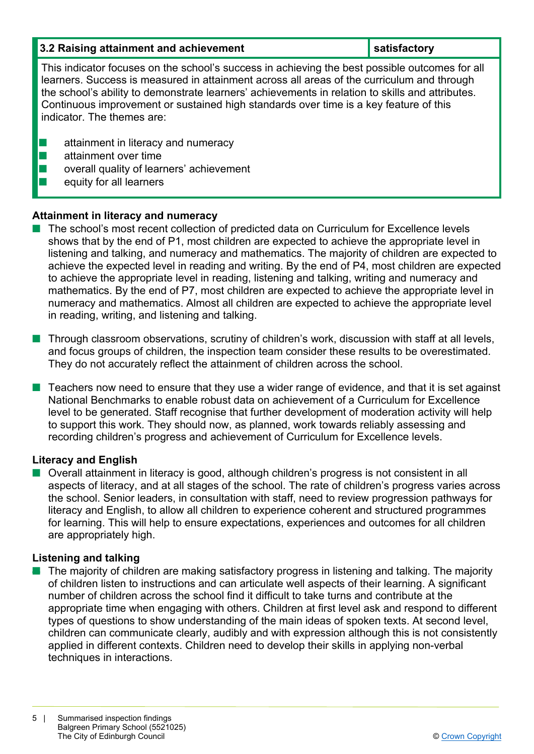| 3.2 Raising attainment and achievement | satisfactory |
|---|---|

This indicator focuses on the school's success in achieving the best possible outcomes for all learners. Success is measured in attainment across all areas of the curriculum and through the school's ability to demonstrate learners' achievements in relation to skills and attributes. Continuous improvement or sustained high standards over time is a key feature of this indicator. The themes are:

- attainment in literacy and numeracy
- attainment over time
- overall quality of learners' achievement
- equity for all learners

**Attainment in literacy and numeracy**

- The school's most recent collection of predicted data on Curriculum for Excellence levels shows that by the end of P1, most children are expected to achieve the appropriate level in listening and talking, and numeracy and mathematics. The majority of children are expected to achieve the expected level in reading and writing. By the end of P4, most children are expected to achieve the appropriate level in reading, listening and talking, writing and numeracy and mathematics. By the end of P7, most children are expected to achieve the appropriate level in numeracy and mathematics. Almost all children are expected to achieve the appropriate level in reading, writing, and listening and talking.

- Through classroom observations, scrutiny of children's work, discussion with staff at all levels, and focus groups of children, the inspection team consider these results to be overestimated. They do not accurately reflect the attainment of children across the school.

- Teachers now need to ensure that they use a wider range of evidence, and that it is set against National Benchmarks to enable robust data on achievement of a Curriculum for Excellence level to be generated. Staff recognise that further development of moderation activity will help to support this work. They should now, as planned, work towards reliably assessing and recording children's progress and achievement of Curriculum for Excellence levels.

**Literacy and English**

- Overall attainment in literacy is good, although children's progress is not consistent in all aspects of literacy, and at all stages of the school. The rate of children's progress varies across the school. Senior leaders, in consultation with staff, need to review progression pathways for literacy and English, to allow all children to experience coherent and structured programmes for learning. This will help to ensure expectations, experiences and outcomes for all children are appropriately high.

**Listening and talking**

- The majority of children are making satisfactory progress in listening and talking. The majority of children listen to instructions and can articulate well aspects of their learning. A significant number of children across the school find it difficult to take turns and contribute at the appropriate time when engaging with others. Children at first level ask and respond to different types of questions to show understanding of the main ideas of spoken texts. At second level, children can communicate clearly, audibly and with expression although this is not consistently applied in different contexts. Children need to develop their skills in applying non-verbal techniques in interactions.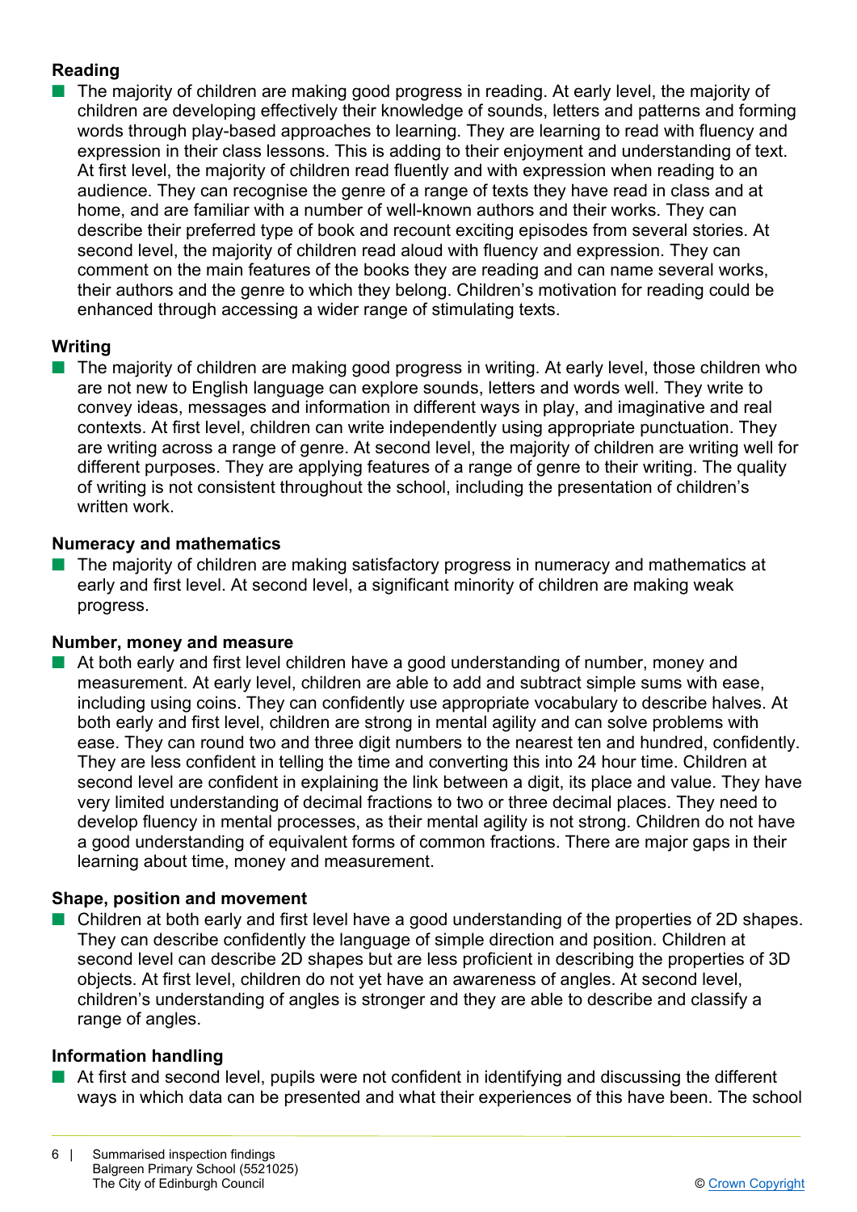### Reading

- The majority of children are making good progress in reading. At early level, the majority of children are developing effectively their knowledge of sounds, letters and patterns and forming words through play-based approaches to learning. They are learning to read with fluency and expression in their class lessons. This is adding to their enjoyment and understanding of text. At first level, the majority of children read fluently and with expression when reading to an audience. They can recognise the genre of a range of texts they have read in class and at home, and are familiar with a number of well-known authors and their works. They can describe their preferred type of book and recount exciting episodes from several stories. At second level, the majority of children read aloud with fluency and expression. They can comment on the main features of the books they are reading and can name several works, their authors and the genre to which they belong. Children's motivation for reading could be enhanced through accessing a wider range of stimulating texts.

### Writing

- The majority of children are making good progress in writing. At early level, those children who are not new to English language can explore sounds, letters and words well. They write to convey ideas, messages and information in different ways in play, and imaginative and real contexts. At first level, children can write independently using appropriate punctuation. They are writing across a range of genre. At second level, the majority of children are writing well for different purposes. They are applying features of a range of genre to their writing. The quality of writing is not consistent throughout the school, including the presentation of children's written work.

### Numeracy and mathematics

- The majority of children are making satisfactory progress in numeracy and mathematics at early and first level. At second level, a significant minority of children are making weak progress.

### Number, money and measure

- At both early and first level children have a good understanding of number, money and measurement. At early level, children are able to add and subtract simple sums with ease, including using coins. They can confidently use appropriate vocabulary to describe halves. At both early and first level, children are strong in mental agility and can solve problems with ease. They can round two and three digit numbers to the nearest ten and hundred, confidently. They are less confident in telling the time and converting this into 24 hour time. Children at second level are confident in explaining the link between a digit, its place and value. They have very limited understanding of decimal fractions to two or three decimal places. They need to develop fluency in mental processes, as their mental agility is not strong. Children do not have a good understanding of equivalent forms of common fractions. There are major gaps in their learning about time, money and measurement.

### Shape, position and movement

- Children at both early and first level have a good understanding of the properties of 2D shapes. They can describe confidently the language of simple direction and position. Children at second level can describe 2D shapes but are less proficient in describing the properties of 3D objects. At first level, children do not yet have an awareness of angles. At second level, children's understanding of angles is stronger and they are able to describe and classify a range of angles.

### Information handling

- At first and second level, pupils were not confident in identifying and discussing the different ways in which data can be presented and what their experiences of this have been. The school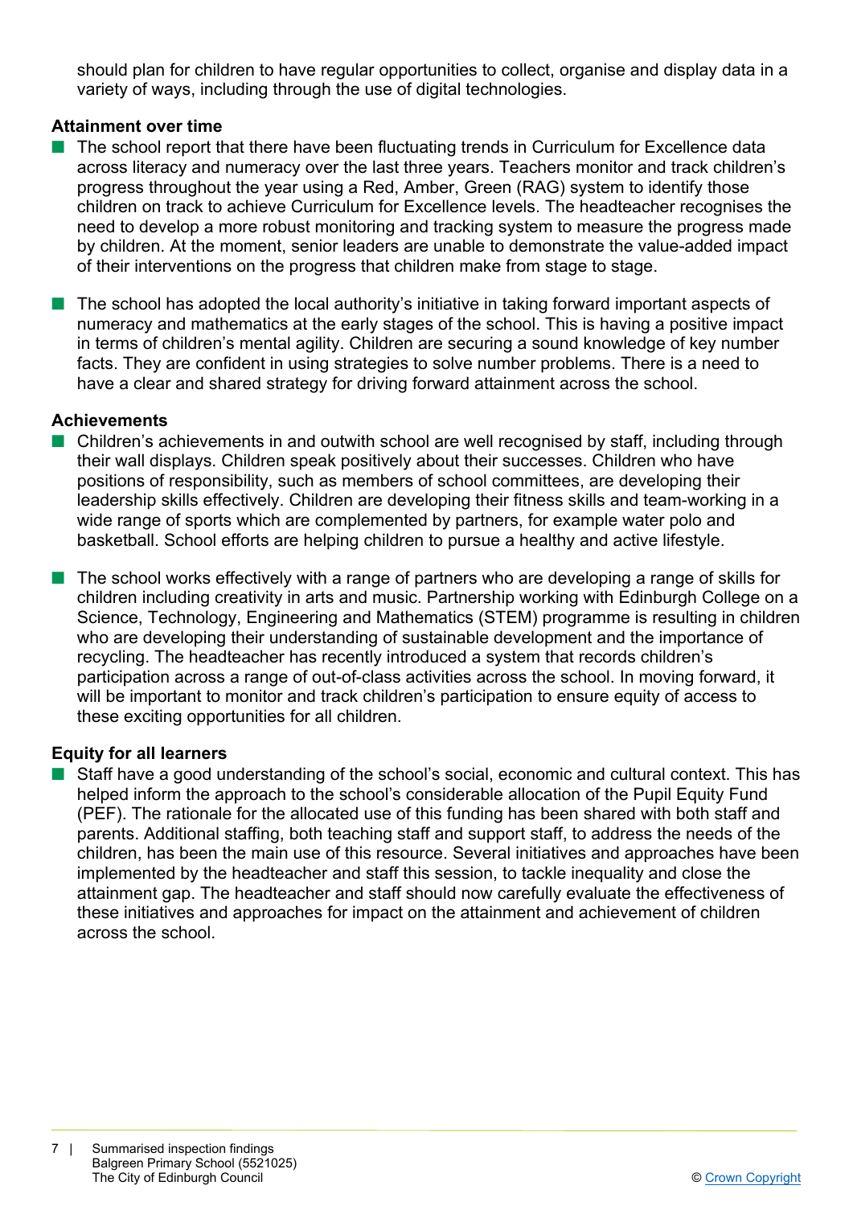should plan for children to have regular opportunities to collect, organise and display data in a variety of ways, including through the use of digital technologies.

**Attainment over time**

- The school report that there have been fluctuating trends in Curriculum for Excellence data across literacy and numeracy over the last three years. Teachers monitor and track children's progress throughout the year using a Red, Amber, Green (RAG) system to identify those children on track to achieve Curriculum for Excellence levels. The headteacher recognises the need to develop a more robust monitoring and tracking system to measure the progress made by children. At the moment, senior leaders are unable to demonstrate the value-added impact of their interventions on the progress that children make from stage to stage.

- The school has adopted the local authority's initiative in taking forward important aspects of numeracy and mathematics at the early stages of the school. This is having a positive impact in terms of children's mental agility. Children are securing a sound knowledge of key number facts. They are confident in using strategies to solve number problems. There is a need to have a clear and shared strategy for driving forward attainment across the school.

**Achievements**

- Children's achievements in and outwith school are well recognised by staff, including through their wall displays. Children speak positively about their successes. Children who have positions of responsibility, such as members of school committees, are developing their leadership skills effectively. Children are developing their fitness skills and team-working in a wide range of sports which are complemented by partners, for example water polo and basketball. School efforts are helping children to pursue a healthy and active lifestyle.

- The school works effectively with a range of partners who are developing a range of skills for children including creativity in arts and music. Partnership working with Edinburgh College on a Science, Technology, Engineering and Mathematics (STEM) programme is resulting in children who are developing their understanding of sustainable development and the importance of recycling. The headteacher has recently introduced a system that records children's participation across a range of out-of-class activities across the school. In moving forward, it will be important to monitor and track children's participation to ensure equity of access to these exciting opportunities for all children.

**Equity for all learners**

- Staff have a good understanding of the school's social, economic and cultural context. This has helped inform the approach to the school's considerable allocation of the Pupil Equity Fund (PEF). The rationale for the allocated use of this funding has been shared with both staff and parents. Additional staffing, both teaching staff and support staff, to address the needs of the children, has been the main use of this resource. Several initiatives and approaches have been implemented by the headteacher and staff this session, to tackle inequality and close the attainment gap. The headteacher and staff should now carefully evaluate the effectiveness of these initiatives and approaches for impact on the attainment and achievement of children across the school.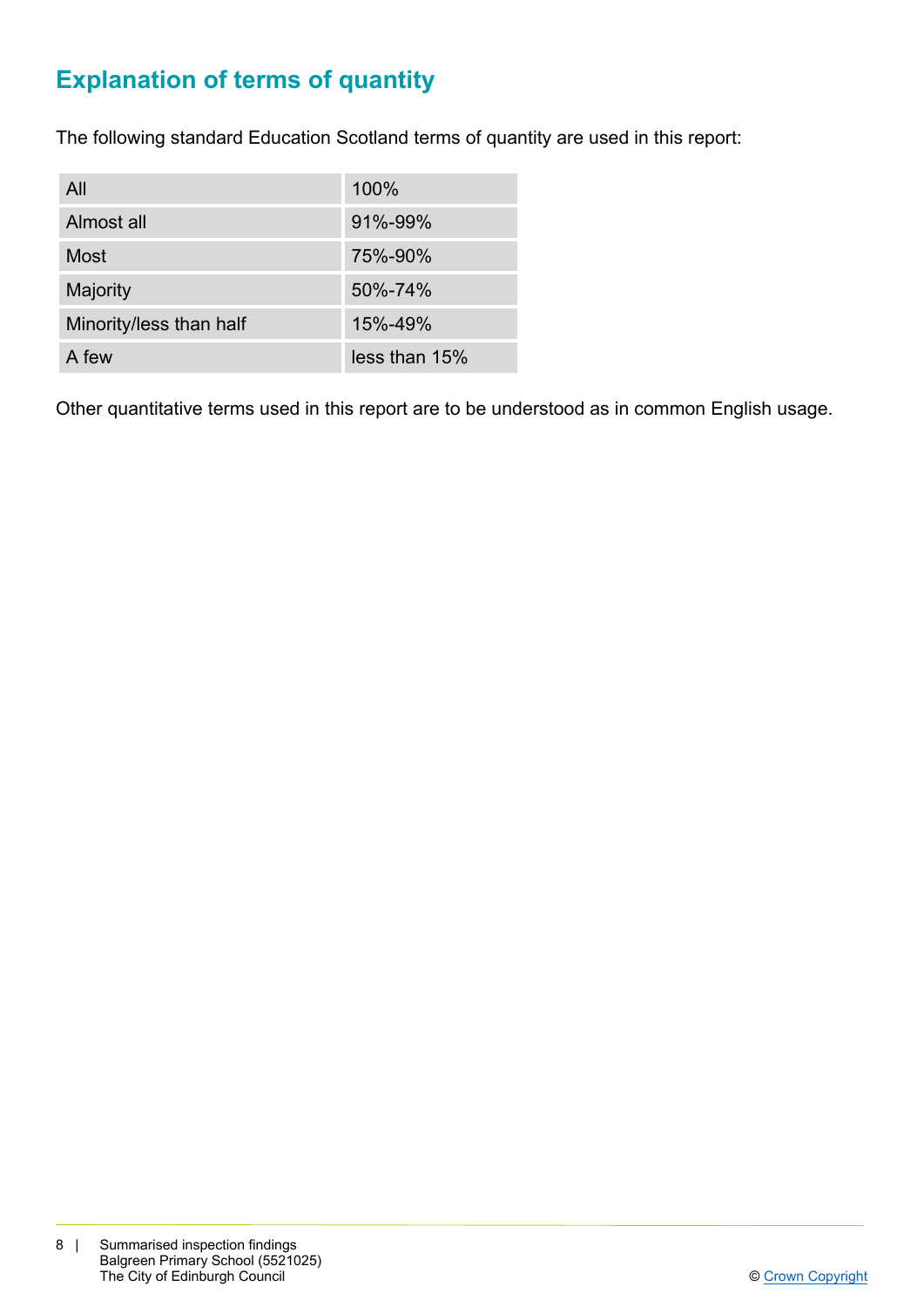## Explanation of terms of quantity

The following standard Education Scotland terms of quantity are used in this report:

| | |
|---|---|
| All | 100% |
| Almost all | 91%-99% |
| Most | 75%-90% |
| Majority | 50%-74% |
| Minority/less than half | 15%-49% |
| A few | less than 15% |

Other quantitative terms used in this report are to be understood as in common English usage.